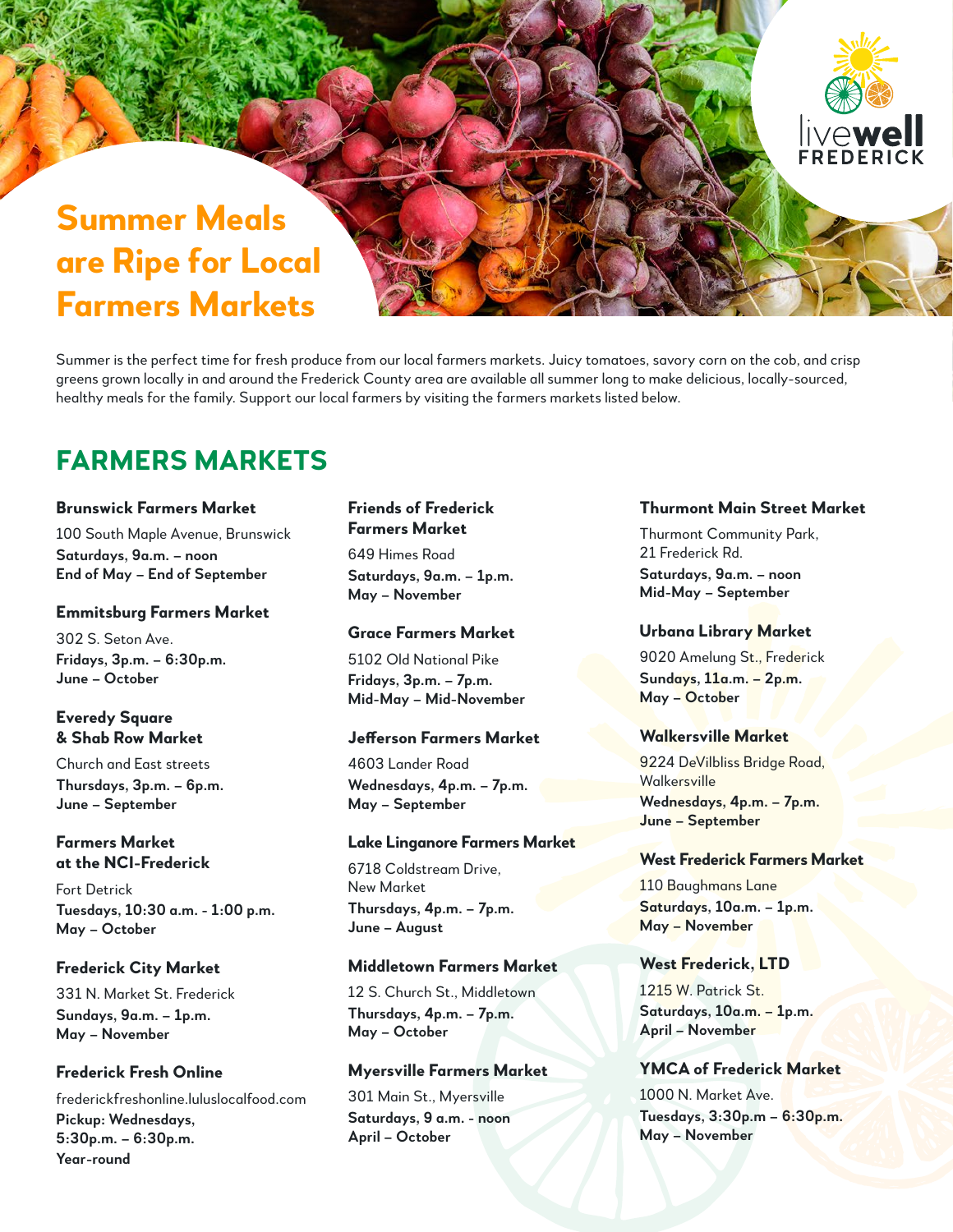# Summer Meals are Ripe for Local Farmers Markets

Summer is the perfect time for fresh produce from our local farmers markets. Juicy tomatoes, savory corn on the cob, and crisp greens grown locally in and around the Frederick County area are available all summer long to make delicious, locally-sourced, healthy meals for the family. Support our local farmers by visiting the farmers markets listed below.

## FARMERS MARKETS

### Brunswick Farmers Market
100 South Maple Avenue, Brunswick
**Saturdays, 9a.m. – noon**
**End of May – End of September**

### Emmitsburg Farmers Market
302 S. Seton Ave.
**Fridays, 3p.m. – 6:30p.m.**
**June – October**

### Everedy Square & Shab Row Market
Church and East streets
**Thursdays, 3p.m. – 6p.m.**
**June – September**

### Farmers Market at the NCI-Frederick
Fort Detrick
**Tuesdays, 10:30 a.m. - 1:00 p.m.**
**May – October**

### Frederick City Market
331 N. Market St. Frederick
**Sundays, 9a.m. – 1p.m.**
**May – November**

### Frederick Fresh Online
frederickfreshonline.luluslocalfood.com
**Pickup: Wednesdays, 5:30p.m. – 6:30p.m.**
**Year-round**

### Friends of Frederick Farmers Market
649 Himes Road
**Saturdays, 9a.m. – 1p.m.**
**May – November**

### Grace Farmers Market
5102 Old National Pike
**Fridays, 3p.m. – 7p.m.**
**Mid-May – Mid-November**

### Jefferson Farmers Market
4603 Lander Road
**Wednesdays, 4p.m. – 7p.m.**
**May – September**

### Lake Linganore Farmers Market
6718 Coldstream Drive, New Market
**Thursdays, 4p.m. – 7p.m.**
**June – August**

### Middletown Farmers Market
12 S. Church St., Middletown
**Thursdays, 4p.m. – 7p.m.**
**May – October**

### Myersville Farmers Market
301 Main St., Myersville
**Saturdays, 9 a.m. - noon**
**April – October**

### Thurmont Main Street Market
Thurmont Community Park, 21 Frederick Rd.
**Saturdays, 9a.m. – noon**
**Mid-May – September**

### Urbana Library Market
9020 Amelung St., Frederick
**Sundays, 11a.m. – 2p.m.**
**May – October**

### Walkersville Market
9224 DeVilbliss Bridge Road, Walkersville
**Wednesdays, 4p.m. – 7p.m.**
**June – September**

### West Frederick Farmers Market
110 Baughmans Lane
**Saturdays, 10a.m. – 1p.m.**
**May – November**

### West Frederick, LTD
1215 W. Patrick St.
**Saturdays, 10a.m. – 1p.m.**
**April – November**

### YMCA of Frederick Market
1000 N. Market Ave.
**Tuesdays, 3:30p.m – 6:30p.m.**
**May – November**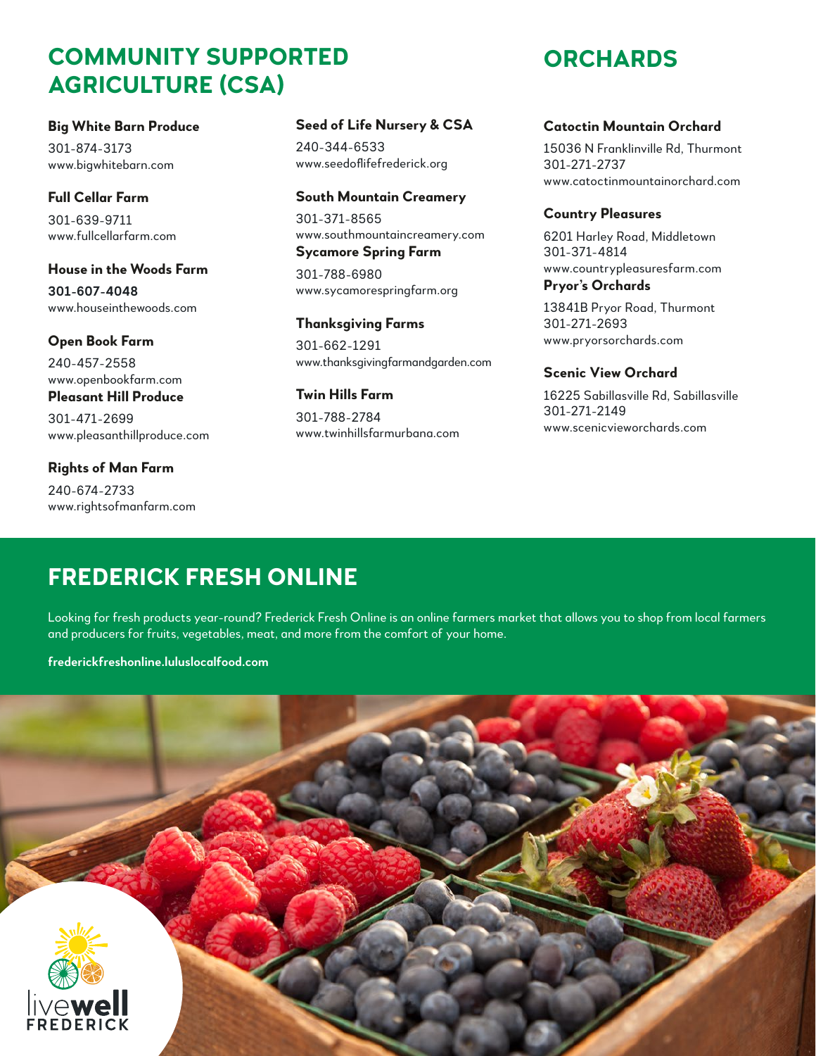## COMMUNITY SUPPORTED AGRICULTURE (CSA)

**Big White Barn Produce**
301-874-3173
www.bigwhitebarn.com

**Full Cellar Farm**
301-639-9711
www.fullcellarfarm.com

**House in the Woods Farm**
**301-607-4048**
www.houseinthewoods.com

**Open Book Farm**
240-457-2558
www.openbookfarm.com

**Pleasant Hill Produce**
301-471-2699
www.pleasanthillproduce.com

**Rights of Man Farm**
240-674-2733
www.rightsofmanfarm.com

**Seed of Life Nursery & CSA**
240-344-6533
www.seedoflifefrederick.org

**South Mountain Creamery**
301-371-8565
www.southmountaincreamery.com

**Sycamore Spring Farm**
301-788-6980
www.sycamorespringfarm.org

**Thanksgiving Farms**
301-662-1291
www.thanksgivingfarmandgarden.com

**Twin Hills Farm**
301-788-2784
www.twinhillsfarmurbana.com

## ORCHARDS

**Catoctin Mountain Orchard**
15036 N Franklinville Rd, Thurmont
301-271-2737
www.catoctinmountainorchard.com

**Country Pleasures**
6201 Harley Road, Middletown
301-371-4814
www.countrypleasuresfarm.com

**Pryor's Orchards**
13841B Pryor Road, Thurmont
301-271-2693
www.pryorsorchards.com

**Scenic View Orchard**
16225 Sabillasville Rd, Sabillasville
301-271-2149
www.scenicvieworchards.com

## FREDERICK FRESH ONLINE

Looking for fresh products year-round? Frederick Fresh Online is an online farmers market that allows you to shop from local farmers and producers for fruits, vegetables, meat, and more from the comfort of your home.

**frederickfreshonline.luluslocalfood.com**

livewell FREDERICK